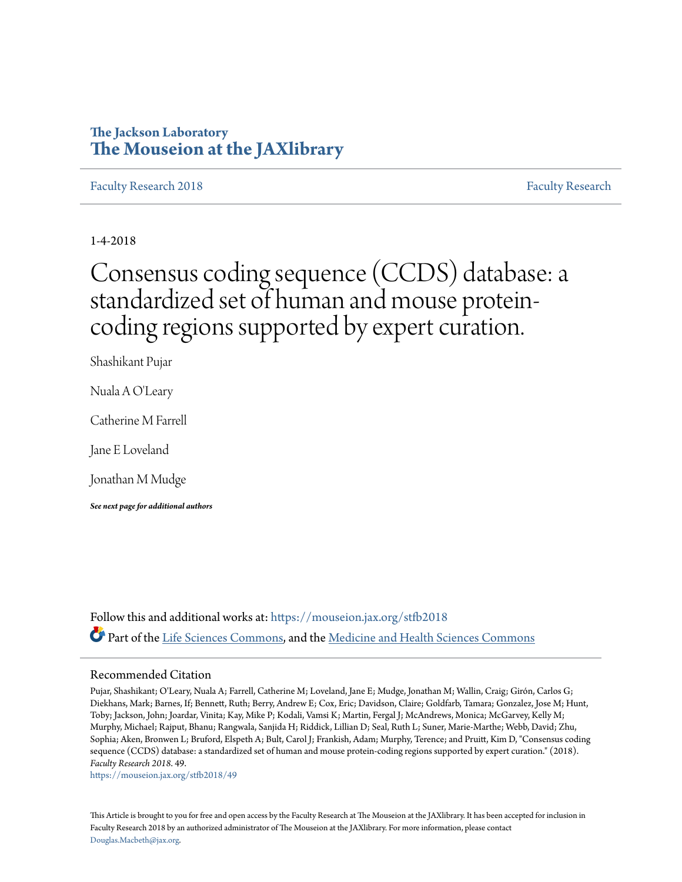The Jackson Laboratory

**The Mouseion at the JAXlibrary**

Faculty Research 2018 | Faculty Research

1-4-2018

# Consensus coding sequence (CCDS) database: a standardized set of human and mouse protein-coding regions supported by expert curation.

Shashikant Pujar

Nuala A O'Leary

Catherine M Farrell

Jane E Loveland

Jonathan M Mudge

***See next page for additional authors***

Follow this and additional works at: https://mouseion.jax.org/stfb2018

Part of the Life Sciences Commons, and the Medicine and Health Sciences Commons

## Recommended Citation

Pujar, Shashikant; O'Leary, Nuala A; Farrell, Catherine M; Loveland, Jane E; Mudge, Jonathan M; Wallin, Craig; Girón, Carlos G; Diekhans, Mark; Barnes, If; Bennett, Ruth; Berry, Andrew E; Cox, Eric; Davidson, Claire; Goldfarb, Tamara; Gonzalez, Jose M; Hunt, Toby; Jackson, John; Joardar, Vinita; Kay, Mike P; Kodali, Vamsi K; Martin, Fergal J; McAndrews, Monica; McGarvey, Kelly M; Murphy, Michael; Rajput, Bhanu; Rangwala, Sanjida H; Riddick, Lillian D; Seal, Ruth L; Suner, Marie-Marthe; Webb, David; Zhu, Sophia; Aken, Bronwen L; Bruford, Elspeth A; Bult, Carol J; Frankish, Adam; Murphy, Terence; and Pruitt, Kim D, "Consensus coding sequence (CCDS) database: a standardized set of human and mouse protein-coding regions supported by expert curation." (2018). *Faculty Research 2018*. 49.
https://mouseion.jax.org/stfb2018/49

This Article is brought to you for free and open access by the Faculty Research at The Mouseion at the JAXlibrary. It has been accepted for inclusion in Faculty Research 2018 by an authorized administrator of The Mouseion at the JAXlibrary. For more information, please contact Douglas.Macbeth@jax.org.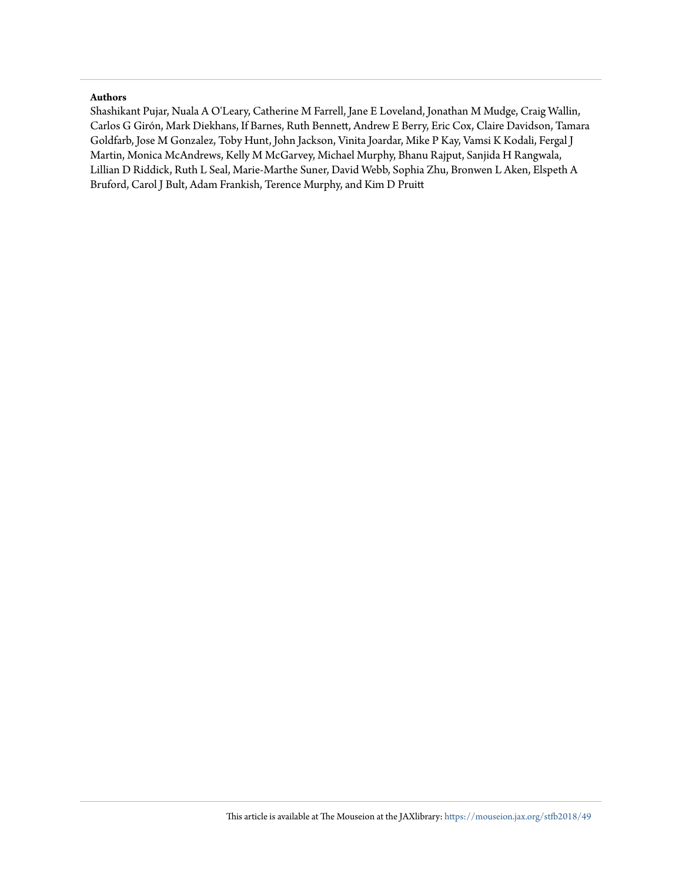**Authors**

Shashikant Pujar, Nuala A O'Leary, Catherine M Farrell, Jane E Loveland, Jonathan M Mudge, Craig Wallin, Carlos G Girón, Mark Diekhans, If Barnes, Ruth Bennett, Andrew E Berry, Eric Cox, Claire Davidson, Tamara Goldfarb, Jose M Gonzalez, Toby Hunt, John Jackson, Vinita Joardar, Mike P Kay, Vamsi K Kodali, Fergal J Martin, Monica McAndrews, Kelly M McGarvey, Michael Murphy, Bhanu Rajput, Sanjida H Rangwala, Lillian D Riddick, Ruth L Seal, Marie-Marthe Suner, David Webb, Sophia Zhu, Bronwen L Aken, Elspeth A Bruford, Carol J Bult, Adam Frankish, Terence Murphy, and Kim D Pruitt

This article is available at The Mouseion at the JAXlibrary: https://mouseion.jax.org/stfb2018/49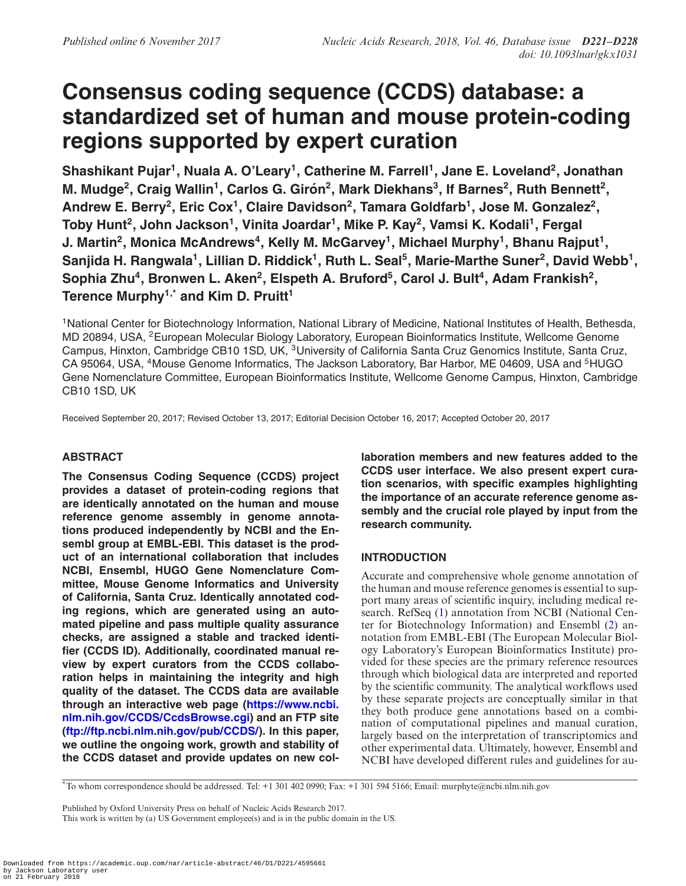# Consensus coding sequence (CCDS) database: a standardized set of human and mouse protein-coding regions supported by expert curation

**Shashikant Pujar[1], Nuala A. O'Leary[1], Catherine M. Farrell[1], Jane E. Loveland[2], Jonathan M. Mudge[2], Craig Wallin[1], Carlos G. Girón[2], Mark Diekhans[3], If Barnes[2], Ruth Bennett[2], Andrew E. Berry[2], Eric Cox[1], Claire Davidson[2], Tamara Goldfarb[1], Jose M. Gonzalez[2], Toby Hunt[2], John Jackson[1], Vinita Joardar[1], Mike P. Kay[2], Vamsi K. Kodali[1], Fergal J. Martin[2], Monica McAndrews[4], Kelly M. McGarvey[1], Michael Murphy[1], Bhanu Rajput[1], Sanjida H. Rangwala[1], Lillian D. Riddick[1], Ruth L. Seal[5], Marie-Marthe Suner[2], David Webb[1], Sophia Zhu[4], Bronwen L. Aken[2], Elspeth A. Bruford[5], Carol J. Bult[4], Adam Frankish[2], Terence Murphy[1,*] and Kim D. Pruitt[1]**

[1]National Center for Biotechnology Information, National Library of Medicine, National Institutes of Health, Bethesda, MD 20894, USA, [2]European Molecular Biology Laboratory, European Bioinformatics Institute, Wellcome Genome Campus, Hinxton, Cambridge CB10 1SD, UK, [3]University of California Santa Cruz Genomics Institute, Santa Cruz, CA 95064, USA, [4]Mouse Genome Informatics, The Jackson Laboratory, Bar Harbor, ME 04609, USA and [5]HUGO Gene Nomenclature Committee, European Bioinformatics Institute, Wellcome Genome Campus, Hinxton, Cambridge CB10 1SD, UK

Received September 20, 2017; Revised October 13, 2017; Editorial Decision October 16, 2017; Accepted October 20, 2017

## ABSTRACT

**The Consensus Coding Sequence (CCDS) project provides a dataset of protein-coding regions that are identically annotated on the human and mouse reference genome assembly in genome annotations produced independently by NCBI and the Ensembl group at EMBL-EBI. This dataset is the product of an international collaboration that includes NCBI, Ensembl, HUGO Gene Nomenclature Committee, Mouse Genome Informatics and University of California, Santa Cruz. Identically annotated coding regions, which are generated using an automated pipeline and pass multiple quality assurance checks, are assigned a stable and tracked identifier (CCDS ID). Additionally, coordinated manual review by expert curators from the CCDS collaboration helps in maintaining the integrity and high quality of the dataset. The CCDS data are available through an interactive web page (https://www.ncbi.nlm.nih.gov/CCDS/CcdsBrowse.cgi) and an FTP site (ftp://ftp.ncbi.nlm.nih.gov/pub/CCDS/). In this paper, we outline the ongoing work, growth and stability of the CCDS dataset and provide updates on new collaboration members and new features added to the CCDS user interface. We also present expert curation scenarios, with specific examples highlighting the importance of an accurate reference genome assembly and the crucial role played by input from the research community.**

## INTRODUCTION

Accurate and comprehensive whole genome annotation of the human and mouse reference genomes is essential to support many areas of scientific inquiry, including medical research. RefSeq (1) annotation from NCBI (National Center for Biotechnology Information) and Ensembl (2) annotation from EMBL-EBI (The European Molecular Biology Laboratory's European Bioinformatics Institute) provided for these species are the primary reference resources through which biological data are interpreted and reported by the scientific community. The analytical workflows used by these separate projects are conceptually similar in that they both produce gene annotations based on a combination of computational pipelines and manual curation, largely based on the interpretation of transcriptomics and other experimental data. Ultimately, however, Ensembl and NCBI have developed different rules and guidelines for au-

*To whom correspondence should be addressed. Tel: +1 301 402 0990; Fax: +1 301 594 5166; Email: murphyte@ncbi.nlm.nih.gov

Published by Oxford University Press on behalf of Nucleic Acids Research 2017.
This work is written by (a) US Government employee(s) and is in the public domain in the US.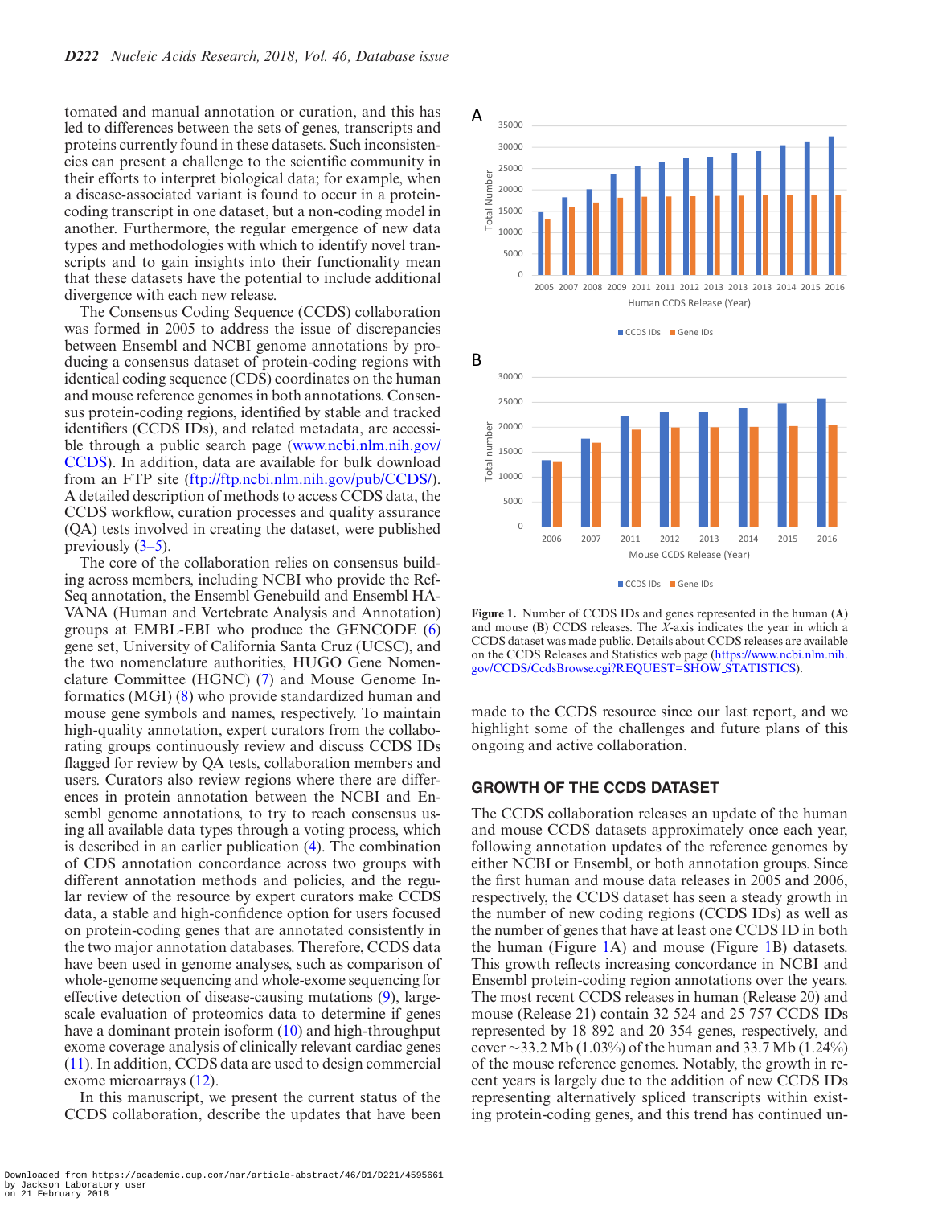tomated and manual annotation or curation, and this has led to differences between the sets of genes, transcripts and proteins currently found in these datasets. Such inconsistencies can present a challenge to the scientific community in their efforts to interpret biological data; for example, when a disease-associated variant is found to occur in a protein-coding transcript in one dataset, but a non-coding model in another. Furthermore, the regular emergence of new data types and methodologies with which to identify novel transcripts and to gain insights into their functionality mean that these datasets have the potential to include additional divergence with each new release.

The Consensus Coding Sequence (CCDS) collaboration was formed in 2005 to address the issue of discrepancies between Ensembl and NCBI genome annotations by producing a consensus dataset of protein-coding regions with identical coding sequence (CDS) coordinates on the human and mouse reference genomes in both annotations. Consensus protein-coding regions, identified by stable and tracked identifiers (CCDS IDs), and related metadata, are accessible through a public search page (www.ncbi.nlm.nih.gov/CCDS). In addition, data are available for bulk download from an FTP site (ftp://ftp.ncbi.nlm.nih.gov/pub/CCDS/). A detailed description of methods to access CCDS data, the CCDS workflow, curation processes and quality assurance (QA) tests involved in creating the dataset, were published previously (3–5).

The core of the collaboration relies on consensus building across members, including NCBI who provide the RefSeq annotation, the Ensembl Genebuild and Ensembl HAVANA (Human and Vertebrate Analysis and Annotation) groups at EMBL-EBI who produce the GENCODE (6) gene set, University of California Santa Cruz (UCSC), and the two nomenclature authorities, HUGO Gene Nomenclature Committee (HGNC) (7) and Mouse Genome Informatics (MGI) (8) who provide standardized human and mouse gene symbols and names, respectively. To maintain high-quality annotation, expert curators from the collaborating groups continuously review and discuss CCDS IDs flagged for review by QA tests, collaboration members and users. Curators also review regions where there are differences in protein annotation between the NCBI and Ensembl genome annotations, to try to reach consensus using all available data types through a voting process, which is described in an earlier publication (4). The combination of CDS annotation concordance across two groups with different annotation methods and policies, and the regular review of the resource by expert curators make CCDS data, a stable and high-confidence option for users focused on protein-coding genes that are annotated consistently in the two major annotation databases. Therefore, CCDS data have been used in genome analyses, such as comparison of whole-genome sequencing and whole-exome sequencing for effective detection of disease-causing mutations (9), large-scale evaluation of proteomics data to determine if genes have a dominant protein isoform (10) and high-throughput exome coverage analysis of clinically relevant cardiac genes (11). In addition, CCDS data are used to design commercial exome microarrays (12).

In this manuscript, we present the current status of the CCDS collaboration, describe the updates that have been made to the CCDS resource since our last report, and we highlight some of the challenges and future plans of this ongoing and active collaboration.

**Figure 1.** Number of CCDS IDs and genes represented in the human (**A**) and mouse (**B**) CCDS releases. The *X*-axis indicates the year in which a CCDS dataset was made public. Details about CCDS releases are available on the CCDS Releases and Statistics web page (https://www.ncbi.nlm.nih.gov/CCDS/CcdsBrowse.cgi?REQUEST=SHOW_STATISTICS).

## GROWTH OF THE CCDS DATASET

The CCDS collaboration releases an update of the human and mouse CCDS datasets approximately once each year, following annotation updates of the reference genomes by either NCBI or Ensembl, or both annotation groups. Since the first human and mouse data releases in 2005 and 2006, respectively, the CCDS dataset has seen a steady growth in the number of new coding regions (CCDS IDs) as well as the number of genes that have at least one CCDS ID in both the human (Figure 1A) and mouse (Figure 1B) datasets. This growth reflects increasing concordance in NCBI and Ensembl protein-coding region annotations over the years. The most recent CCDS releases in human (Release 20) and mouse (Release 21) contain 32 524 and 25 757 CCDS IDs represented by 18 892 and 20 354 genes, respectively, and cover ~33.2 Mb (1.03%) of the human and 33.7 Mb (1.24%) of the mouse reference genomes. Notably, the growth in recent years is largely due to the addition of new CCDS IDs representing alternatively spliced transcripts within existing protein-coding genes, and this trend has continued un-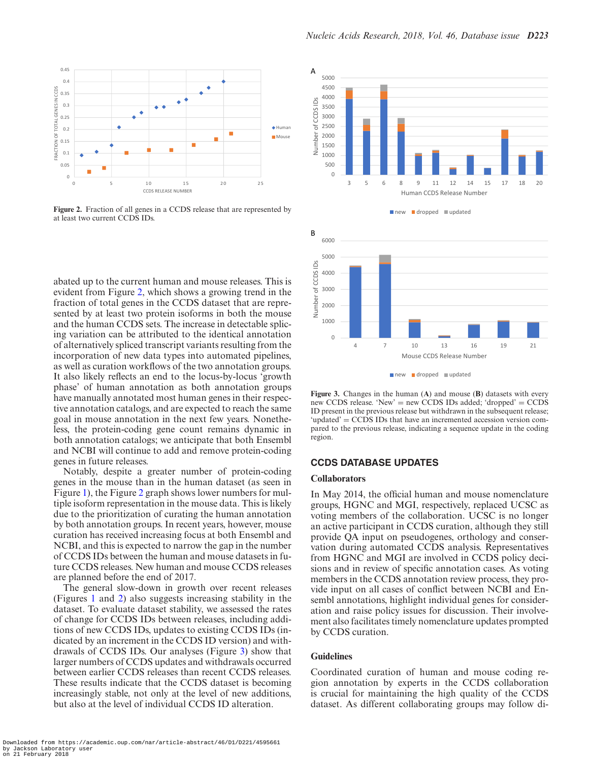Figure 2. Fraction of all genes in a CCDS release that are represented by at least two current CCDS IDs.

abated up to the current human and mouse releases. This is evident from Figure 2, which shows a growing trend in the fraction of total genes in the CCDS dataset that are represented by at least two protein isoforms in both the mouse and the human CCDS sets. The increase in detectable splicing variation can be attributed to the identical annotation of alternatively spliced transcript variants resulting from the incorporation of new data types into automated pipelines, as well as curation workflows of the two annotation groups. It also likely reflects an end to the locus-by-locus 'growth phase' of human annotation as both annotation groups have manually annotated most human genes in their respective annotation catalogs, and are expected to reach the same goal in mouse annotation in the next few years. Nonetheless, the protein-coding gene count remains dynamic in both annotation catalogs; we anticipate that both Ensembl and NCBI will continue to add and remove protein-coding genes in future releases.

Notably, despite a greater number of protein-coding genes in the mouse than in the human dataset (as seen in Figure 1), the Figure 2 graph shows lower numbers for multiple isoform representation in the mouse data. This is likely due to the prioritization of curating the human annotation by both annotation groups. In recent years, however, mouse curation has received increasing focus at both Ensembl and NCBI, and this is expected to narrow the gap in the number of CCDS IDs between the human and mouse datasets in future CCDS releases. New human and mouse CCDS releases are planned before the end of 2017.

The general slow-down in growth over recent releases (Figures 1 and 2) also suggests increasing stability in the dataset. To evaluate dataset stability, we assessed the rates of change for CCDS IDs between releases, including additions of new CCDS IDs, updates to existing CCDS IDs (indicated by an increment in the CCDS ID version) and withdrawals of CCDS IDs. Our analyses (Figure 3) show that larger numbers of CCDS updates and withdrawals occurred between earlier CCDS releases than recent CCDS releases. These results indicate that the CCDS dataset is becoming increasingly stable, not only at the level of new additions, but also at the level of individual CCDS ID alteration.

Figure 3. Changes in the human (A) and mouse (B) datasets with every new CCDS release. 'New' = new CCDS IDs added; 'dropped' = CCDS ID present in the previous release but withdrawn in the subsequent release; 'updated' = CCDS IDs that have an incremented accession version compared to the previous release, indicating a sequence update in the coding region.

## CCDS DATABASE UPDATES

### Collaborators

In May 2014, the official human and mouse nomenclature groups, HGNC and MGI, respectively, replaced UCSC as voting members of the collaboration. UCSC is no longer an active participant in CCDS curation, although they still provide QA input on pseudogenes, orthology and conservation during automated CCDS analysis. Representatives from HGNC and MGI are involved in CCDS policy decisions and in review of specific annotation cases. As voting members in the CCDS annotation review process, they provide input on all cases of conflict between NCBI and Ensembl annotations, highlight individual genes for consideration and raise policy issues for discussion. Their involvement also facilitates timely nomenclature updates prompted by CCDS curation.

### Guidelines

Coordinated curation of human and mouse coding region annotation by experts in the CCDS collaboration is crucial for maintaining the high quality of the CCDS dataset. As different collaborating groups may follow di-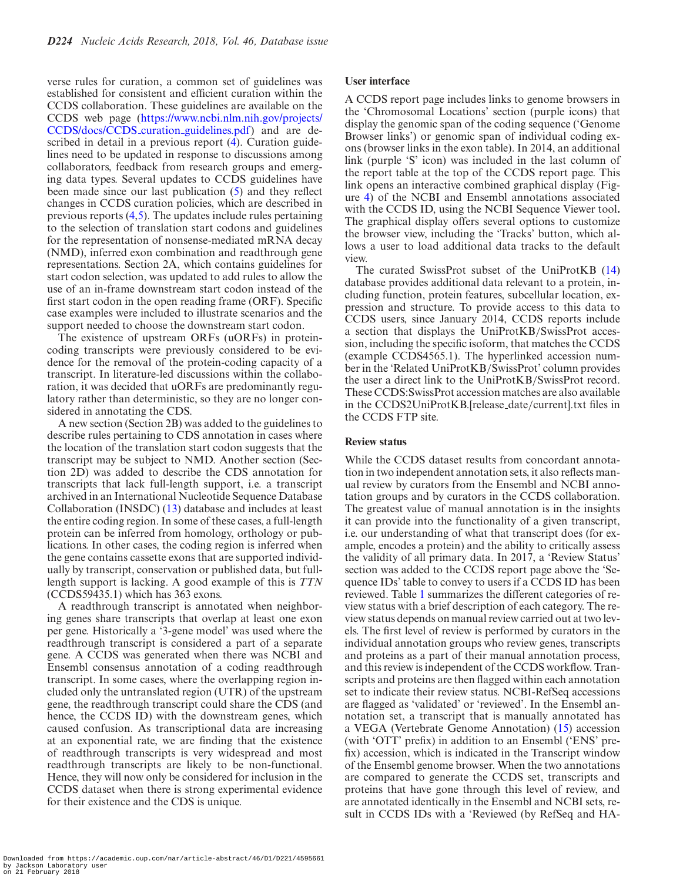verse rules for curation, a common set of guidelines was established for consistent and efficient curation within the CCDS collaboration. These guidelines are available on the CCDS web page (https://www.ncbi.nlm.nih.gov/projects/CCDS/docs/CCDS_curation_guidelines.pdf) and are described in detail in a previous report (4). Curation guidelines need to be updated in response to discussions among collaborators, feedback from research groups and emerging data types. Several updates to CCDS guidelines have been made since our last publication (5) and they reflect changes in CCDS curation policies, which are described in previous reports (4,5). The updates include rules pertaining to the selection of translation start codons and guidelines for the representation of nonsense-mediated mRNA decay (NMD), inferred exon combination and readthrough gene representations. Section 2A, which contains guidelines for start codon selection, was updated to add rules to allow the use of an in-frame downstream start codon instead of the first start codon in the open reading frame (ORF). Specific case examples were included to illustrate scenarios and the support needed to choose the downstream start codon.

The existence of upstream ORFs (uORFs) in protein-coding transcripts were previously considered to be evidence for the removal of the protein-coding capacity of a transcript. In literature-led discussions within the collaboration, it was decided that uORFs are predominantly regulatory rather than deterministic, so they are no longer considered in annotating the CDS.

A new section (Section 2B) was added to the guidelines to describe rules pertaining to CDS annotation in cases where the location of the translation start codon suggests that the transcript may be subject to NMD. Another section (Section 2D) was added to describe the CDS annotation for transcripts that lack full-length support, i.e. a transcript archived in an International Nucleotide Sequence Database Collaboration (INSDC) (13) database and includes at least the entire coding region. In some of these cases, a full-length protein can be inferred from homology, orthology or publications. In other cases, the coding region is inferred when the gene contains cassette exons that are supported individually by transcript, conservation or published data, but full-length support is lacking. A good example of this is *TTN* (CCDS59435.1) which has 363 exons.

A readthrough transcript is annotated when neighboring genes share transcripts that overlap at least one exon per gene. Historically a '3-gene model' was used where the readthrough transcript is considered a part of a separate gene. A CCDS was generated when there was NCBI and Ensembl consensus annotation of a coding readthrough transcript. In some cases, where the overlapping region included only the untranslated region (UTR) of the upstream gene, the readthrough transcript could share the CDS (and hence, the CCDS ID) with the downstream genes, which caused confusion. As transcriptional data are increasing at an exponential rate, we are finding that the existence of readthrough transcripts is very widespread and most readthrough transcripts are likely to be non-functional. Hence, they will now only be considered for inclusion in the CCDS dataset when there is strong experimental evidence for their existence and the CDS is unique.

### User interface

A CCDS report page includes links to genome browsers in the 'Chromosomal Locations' section (purple icons) that display the genomic span of the coding sequence ('Genome Browser links') or genomic span of individual coding exons (browser links in the exon table). In 2014, an additional link (purple 'S' icon) was included in the last column of the report table at the top of the CCDS report page. This link opens an interactive combined graphical display (Figure 4) of the NCBI and Ensembl annotations associated with the CCDS ID, using the NCBI Sequence Viewer tool. The graphical display offers several options to customize the browser view, including the 'Tracks' button, which allows a user to load additional data tracks to the default view.

The curated SwissProt subset of the UniProtKB (14) database provides additional data relevant to a protein, including function, protein features, subcellular location, expression and structure. To provide access to this data to CCDS users, since January 2014, CCDS reports include a section that displays the UniProtKB/SwissProt accession, including the specific isoform, that matches the CCDS (example CCDS4565.1). The hyperlinked accession number in the 'Related UniProtKB/SwissProt' column provides the user a direct link to the UniProtKB/SwissProt record. These CCDS:SwissProt accession matches are also available in the CCDS2UniProtKB.[release_date/current].txt files in the CCDS FTP site.

### Review status

While the CCDS dataset results from concordant annotation in two independent annotation sets, it also reflects manual review by curators from the Ensembl and NCBI annotation groups and by curators in the CCDS collaboration. The greatest value of manual annotation is in the insights it can provide into the functionality of a given transcript, i.e. our understanding of what that transcript does (for example, encodes a protein) and the ability to critically assess the validity of all primary data. In 2017, a 'Review Status' section was added to the CCDS report page above the 'Sequence IDs' table to convey to users if a CCDS ID has been reviewed. Table 1 summarizes the different categories of review status with a brief description of each category. The review status depends on manual review carried out at two levels. The first level of review is performed by curators in the individual annotation groups who review genes, transcripts and proteins as a part of their manual annotation process, and this review is independent of the CCDS workflow. Transcripts and proteins are then flagged within each annotation set to indicate their review status. NCBI-RefSeq accessions are flagged as 'validated' or 'reviewed'. In the Ensembl annotation set, a transcript that is manually annotated has a VEGA (Vertebrate Genome Annotation) (15) accession (with 'OTT' prefix) in addition to an Ensembl ('ENS' prefix) accession, which is indicated in the Transcript window of the Ensembl genome browser. When the two annotations are compared to generate the CCDS set, transcripts and proteins that have gone through this level of review, and are annotated identically in the Ensembl and NCBI sets, result in CCDS IDs with a 'Reviewed (by RefSeq and HA-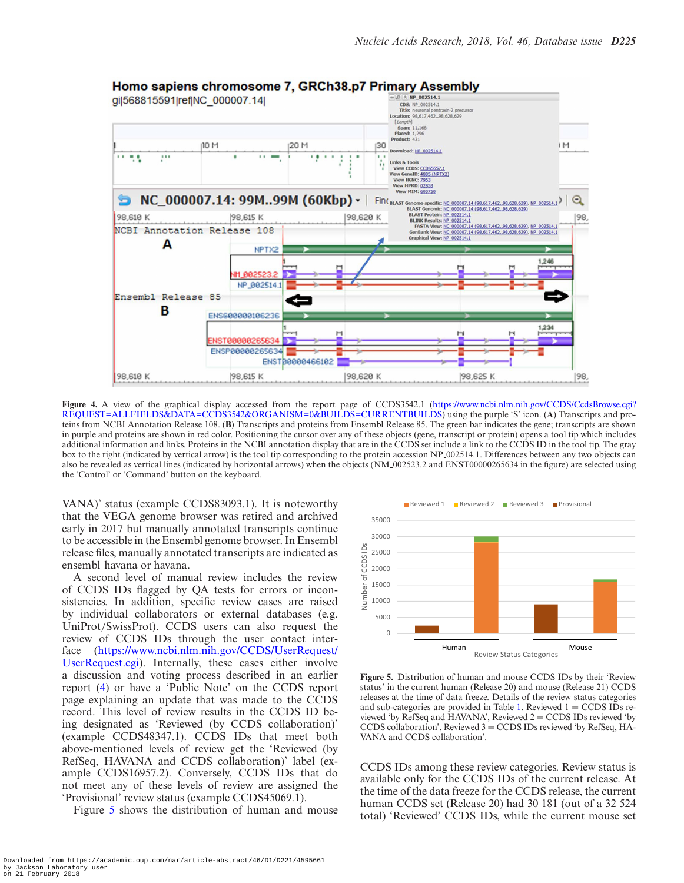Figure 4. A view of the graphical display accessed from the report page of CCDS3542.1 (https://www.ncbi.nlm.nih.gov/CCDS/CcdsBrowse.cgi?REQUEST=ALLFIELDS&DATA=CCDS3542&ORGANISM=0&BUILDS=CURRENTBUILDS) using the purple 'S' icon. (A) Transcripts and proteins from NCBI Annotation Release 108. (B) Transcripts and proteins from Ensembl Release 85. The green bar indicates the gene; transcripts are shown in purple and proteins are shown in red color. Positioning the cursor over any of these objects (gene, transcript or protein) opens a tool tip which includes additional information and links. Proteins in the NCBI annotation display that are in the CCDS set include a link to the CCDS ID in the tool tip. The gray box to the right (indicated by vertical arrow) is the tool tip corresponding to the protein accession NP_002514.1. Differences between any two objects can also be revealed as vertical lines (indicated by horizontal arrows) when the objects (NM_002523.2 and ENST00000265634 in the figure) are selected using the 'Control' or 'Command' button on the keyboard.

VANA)' status (example CCDS83093.1). It is noteworthy that the VEGA genome browser was retired and archived early in 2017 but manually annotated transcripts continue to be accessible in the Ensembl genome browser. In Ensembl release files, manually annotated transcripts are indicated as ensembl_havana or havana.

A second level of manual review includes the review of CCDS IDs flagged by QA tests for errors or inconsistencies. In addition, specific review cases are raised by individual collaborators or external databases (e.g. UniProt/SwissProt). CCDS users can also request the review of CCDS IDs through the user contact interface (https://www.ncbi.nlm.nih.gov/CCDS/UserRequest/UserRequest.cgi). Internally, these cases either involve a discussion and voting process described in an earlier report (4) or have a 'Public Note' on the CCDS report page explaining an update that was made to the CCDS record. This level of review results in the CCDS ID being designated as 'Reviewed (by CCDS collaboration)' (example CCDS48347.1). CCDS IDs that meet both above-mentioned levels of review get the 'Reviewed (by RefSeq, HAVANA and CCDS collaboration)' label (example CCDS16957.2). Conversely, CCDS IDs that do not meet any of these levels of review are assigned the 'Provisional' review status (example CCDS45069.1).

Figure 5 shows the distribution of human and mouse CCDS IDs among these review categories. Review status is available only for the CCDS IDs of the current release. At the time of the data freeze for the CCDS release, the current human CCDS set (Release 20) had 30 181 (out of a 32 524 total) 'Reviewed' CCDS IDs, while the current mouse set

Figure 5. Distribution of human and mouse CCDS IDs by their 'Review status' in the current human (Release 20) and mouse (Release 21) CCDS releases at the time of data freeze. Details of the review status categories and sub-categories are provided in Table 1. Reviewed 1 = CCDS IDs reviewed 'by RefSeq and HAVANA', Reviewed 2 = CCDS IDs reviewed 'by CCDS collaboration', Reviewed 3 = CCDS IDs reviewed 'by RefSeq, HAVANA and CCDS collaboration'.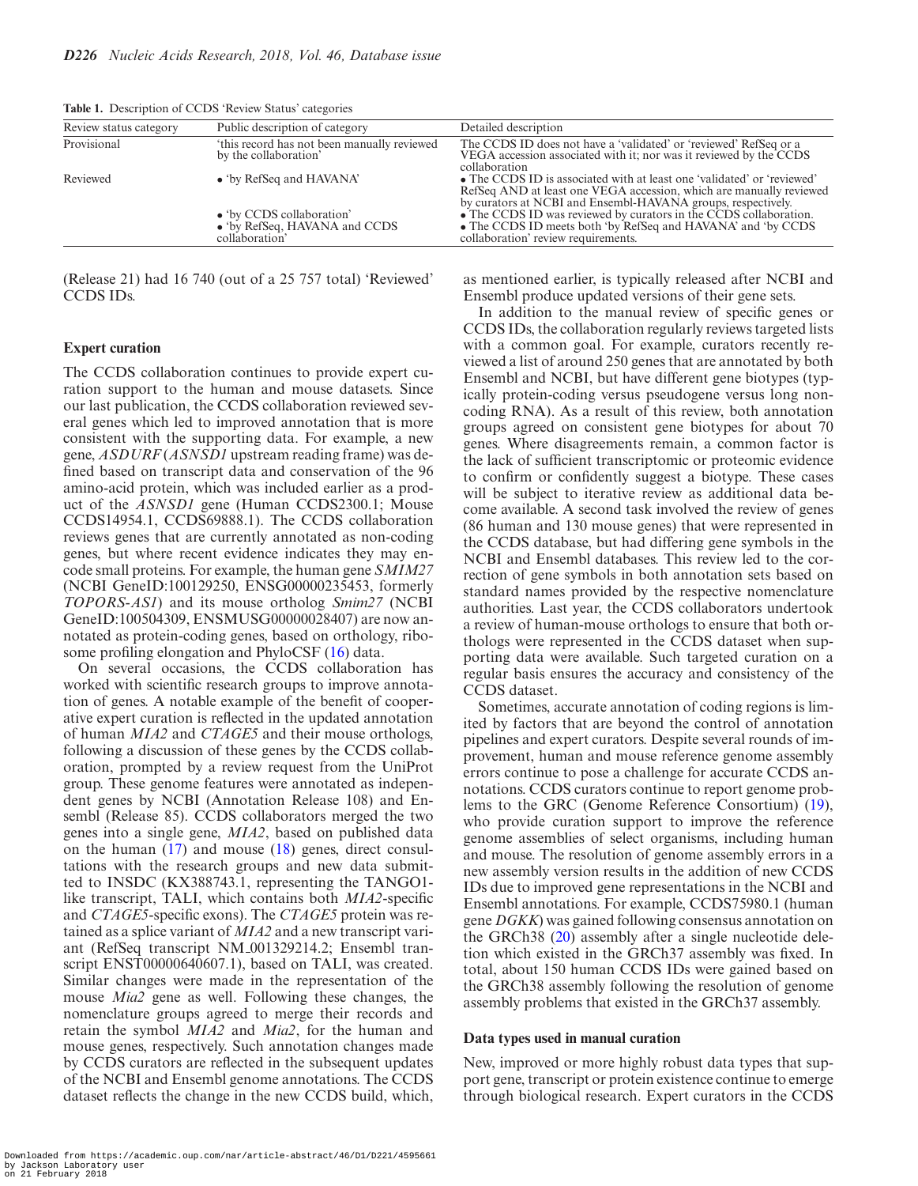**Table 1.** Description of CCDS 'Review Status' categories

| Review status category | Public description of category | Detailed description |
|---|---|---|
| Provisional | 'this record has not been manually reviewed by the collaboration' | The CCDS ID does not have a 'validated' or 'reviewed' RefSeq or a VEGA accession associated with it; nor was it reviewed by the CCDS collaboration |
| Reviewed | • 'by RefSeq and HAVANA' | • The CCDS ID is associated with at least one 'validated' or 'reviewed' RefSeq AND at least one VEGA accession, which are manually reviewed by curators at NCBI and Ensembl-HAVANA groups, respectively. |
| | • 'by CCDS collaboration' • 'by RefSeq, HAVANA and CCDS collaboration' | • The CCDS ID was reviewed by curators in the CCDS collaboration. • The CCDS ID meets both 'by RefSeq and HAVANA' and 'by CCDS collaboration' review requirements. |

(Release 21) had 16 740 (out of a 25 757 total) 'Reviewed' CCDS IDs.

### Expert curation

The CCDS collaboration continues to provide expert curation support to the human and mouse datasets. Since our last publication, the CCDS collaboration reviewed several genes which led to improved annotation that is more consistent with the supporting data. For example, a new gene, *ASDURF* (*ASNSD1* upstream reading frame) was defined based on transcript data and conservation of the 96 amino-acid protein, which was included earlier as a product of the *ASNSD1* gene (Human CCDS2300.1; Mouse CCDS14954.1, CCDS69888.1). The CCDS collaboration reviews genes that are currently annotated as non-coding genes, but where recent evidence indicates they may encode small proteins. For example, the human gene *SMIM27* (NCBI GeneID:100129250, ENSG00000235453, formerly *TOPORS-AS1*) and its mouse ortholog *Smim27* (NCBI GeneID:100504309, ENSMUSG00000028407) are now annotated as protein-coding genes, based on orthology, ribosome profiling elongation and PhyloCSF (16) data.

On several occasions, the CCDS collaboration has worked with scientific research groups to improve annotation of genes. A notable example of the benefit of cooperative expert curation is reflected in the updated annotation of human *MIA2* and *CTAGE5* and their mouse orthologs, following a discussion of these genes by the CCDS collaboration, prompted by a review request from the UniProt group. These genome features were annotated as independent genes by NCBI (Annotation Release 108) and Ensembl (Release 85). CCDS collaborators merged the two genes into a single gene, *MIA2*, based on published data on the human (17) and mouse (18) genes, direct consultations with the research groups and new data submitted to INSDC (KX388743.1, representing the TANGO1-like transcript, TALI, which contains both *MIA2*-specific and *CTAGE5*-specific exons). The *CTAGE5* protein was retained as a splice variant of *MIA2* and a new transcript variant (RefSeq transcript NM_001329214.2; Ensembl transcript ENST00000640607.1), based on TALI, was created. Similar changes were made in the representation of the mouse *Mia2* gene as well. Following these changes, the nomenclature groups agreed to merge their records and retain the symbol *MIA2* and *Mia2*, for the human and mouse genes, respectively. Such annotation changes made by CCDS curators are reflected in the subsequent updates of the NCBI and Ensembl genome annotations. The CCDS dataset reflects the change in the new CCDS build, which, as mentioned earlier, is typically released after NCBI and Ensembl produce updated versions of their gene sets.

In addition to the manual review of specific genes or CCDS IDs, the collaboration regularly reviews targeted lists with a common goal. For example, curators recently reviewed a list of around 250 genes that are annotated by both Ensembl and NCBI, but have different gene biotypes (typically protein-coding versus pseudogene versus long noncoding RNA). As a result of this review, both annotation groups agreed on consistent gene biotypes for about 70 genes. Where disagreements remain, a common factor is the lack of sufficient transcriptomic or proteomic evidence to confirm or confidently suggest a biotype. These cases will be subject to iterative review as additional data become available. A second task involved the review of genes (86 human and 130 mouse genes) that were represented in the CCDS database, but had differing gene symbols in the NCBI and Ensembl databases. This review led to the correction of gene symbols in both annotation sets based on standard names provided by the respective nomenclature authorities. Last year, the CCDS collaborators undertook a review of human-mouse orthologs to ensure that both orthologs were represented in the CCDS dataset when supporting data were available. Such targeted curation on a regular basis ensures the accuracy and consistency of the CCDS dataset.

Sometimes, accurate annotation of coding regions is limited by factors that are beyond the control of annotation pipelines and expert curators. Despite several rounds of improvement, human and mouse reference genome assembly errors continue to pose a challenge for accurate CCDS annotations. CCDS curators continue to report genome problems to the GRC (Genome Reference Consortium) (19), who provide curation support to improve the reference genome assemblies of select organisms, including human and mouse. The resolution of genome assembly errors in a new assembly version results in the addition of new CCDS IDs due to improved gene representations in the NCBI and Ensembl annotations. For example, CCDS75980.1 (human gene *DGKK*) was gained following consensus annotation on the GRCh38 (20) assembly after a single nucleotide deletion which existed in the GRCh37 assembly was fixed. In total, about 150 human CCDS IDs were gained based on the GRCh38 assembly following the resolution of genome assembly problems that existed in the GRCh37 assembly.

### Data types used in manual curation

New, improved or more highly robust data types that support gene, transcript or protein existence continue to emerge through biological research. Expert curators in the CCDS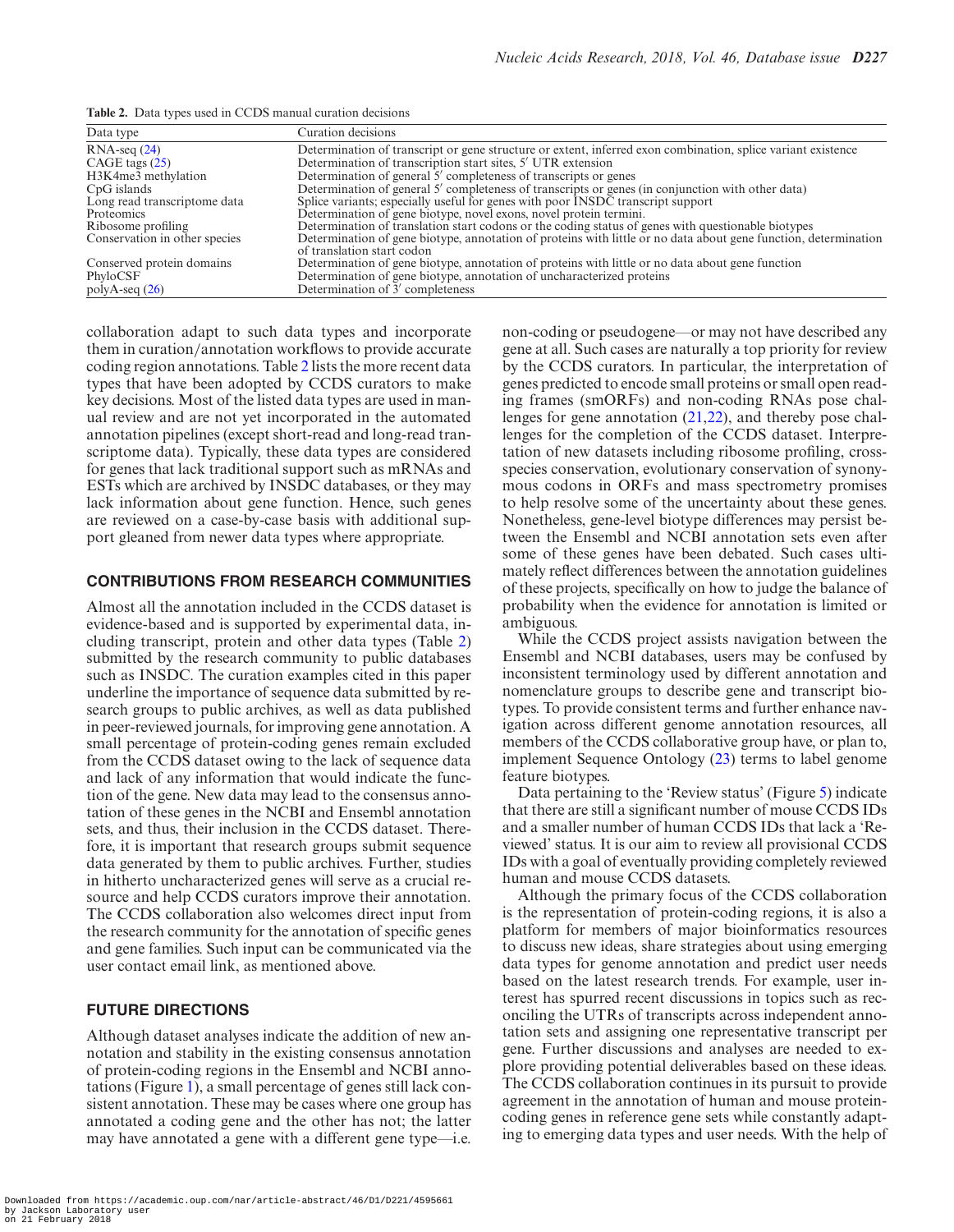**Table 2.** Data types used in CCDS manual curation decisions

| Data type | Curation decisions |
|---|---|
| RNA-seq (24) | Determination of transcript or gene structure or extent, inferred exon combination, splice variant existence |
| CAGE tags (25) | Determination of transcription start sites, 5′ UTR extension |
| H3K4me3 methylation | Determination of general 5′ completeness of transcripts or genes |
| CpG islands | Determination of general 5′ completeness of transcripts or genes (in conjunction with other data) |
| Long read transcriptome data | Splice variants; especially useful for genes with poor INSDC transcript support |
| Proteomics | Determination of gene biotype, novel exons, novel protein termini. |
| Ribosome profiling | Determination of translation start codons or the coding status of genes with questionable biotypes |
| Conservation in other species | Determination of gene biotype, annotation of proteins with little or no data about gene function, determination of translation start codon |
| Conserved protein domains | Determination of gene biotype, annotation of proteins with little or no data about gene function |
| PhyloCSF | Determination of gene biotype, annotation of uncharacterized proteins |
| polyA-seq (26) | Determination of 3′ completeness |

collaboration adapt to such data types and incorporate them in curation/annotation workflows to provide accurate coding region annotations. Table 2 lists the more recent data types that have been adopted by CCDS curators to make key decisions. Most of the listed data types are used in manual review and are not yet incorporated in the automated annotation pipelines (except short-read and long-read transcriptome data). Typically, these data types are considered for genes that lack traditional support such as mRNAs and ESTs which are archived by INSDC databases, or they may lack information about gene function. Hence, such genes are reviewed on a case-by-case basis with additional support gleaned from newer data types where appropriate.

## CONTRIBUTIONS FROM RESEARCH COMMUNITIES

Almost all the annotation included in the CCDS dataset is evidence-based and is supported by experimental data, including transcript, protein and other data types (Table 2) submitted by the research community to public databases such as INSDC. The curation examples cited in this paper underline the importance of sequence data submitted by research groups to public archives, as well as data published in peer-reviewed journals, for improving gene annotation. A small percentage of protein-coding genes remain excluded from the CCDS dataset owing to the lack of sequence data and lack of any information that would indicate the function of the gene. New data may lead to the consensus annotation of these genes in the NCBI and Ensembl annotation sets, and thus, their inclusion in the CCDS dataset. Therefore, it is important that research groups submit sequence data generated by them to public archives. Further, studies in hitherto uncharacterized genes will serve as a crucial resource and help CCDS curators improve their annotation. The CCDS collaboration also welcomes direct input from the research community for the annotation of specific genes and gene families. Such input can be communicated via the user contact email link, as mentioned above.

## FUTURE DIRECTIONS

Although dataset analyses indicate the addition of new annotation and stability in the existing consensus annotation of protein-coding regions in the Ensembl and NCBI annotations (Figure 1), a small percentage of genes still lack consistent annotation. These may be cases where one group has annotated a coding gene and the other has not; the latter may have annotated a gene with a different gene type—i.e. non-coding or pseudogene—or may not have described any gene at all. Such cases are naturally a top priority for review by the CCDS curators. In particular, the interpretation of genes predicted to encode small proteins or small open reading frames (smORFs) and non-coding RNAs pose challenges for gene annotation (21,22), and thereby pose challenges for the completion of the CCDS dataset. Interpretation of new datasets including ribosome profiling, cross-species conservation, evolutionary conservation of synonymous codons in ORFs and mass spectrometry promises to help resolve some of the uncertainty about these genes. Nonetheless, gene-level biotype differences may persist between the Ensembl and NCBI annotation sets even after some of these genes have been debated. Such cases ultimately reflect differences between the annotation guidelines of these projects, specifically on how to judge the balance of probability when the evidence for annotation is limited or ambiguous.

While the CCDS project assists navigation between the Ensembl and NCBI databases, users may be confused by inconsistent terminology used by different annotation and nomenclature groups to describe gene and transcript biotypes. To provide consistent terms and further enhance navigation across different genome annotation resources, all members of the CCDS collaborative group have, or plan to, implement Sequence Ontology (23) terms to label genome feature biotypes.

Data pertaining to the 'Review status' (Figure 5) indicate that there are still a significant number of mouse CCDS IDs and a smaller number of human CCDS IDs that lack a 'Reviewed' status. It is our aim to review all provisional CCDS IDs with a goal of eventually providing completely reviewed human and mouse CCDS datasets.

Although the primary focus of the CCDS collaboration is the representation of protein-coding regions, it is also a platform for members of major bioinformatics resources to discuss new ideas, share strategies about using emerging data types for genome annotation and predict user needs based on the latest research trends. For example, user interest has spurred recent discussions in topics such as reconciling the UTRs of transcripts across independent annotation sets and assigning one representative transcript per gene. Further discussions and analyses are needed to explore providing potential deliverables based on these ideas. The CCDS collaboration continues in its pursuit to provide agreement in the annotation of human and mouse protein-coding genes in reference gene sets while constantly adapting to emerging data types and user needs. With the help of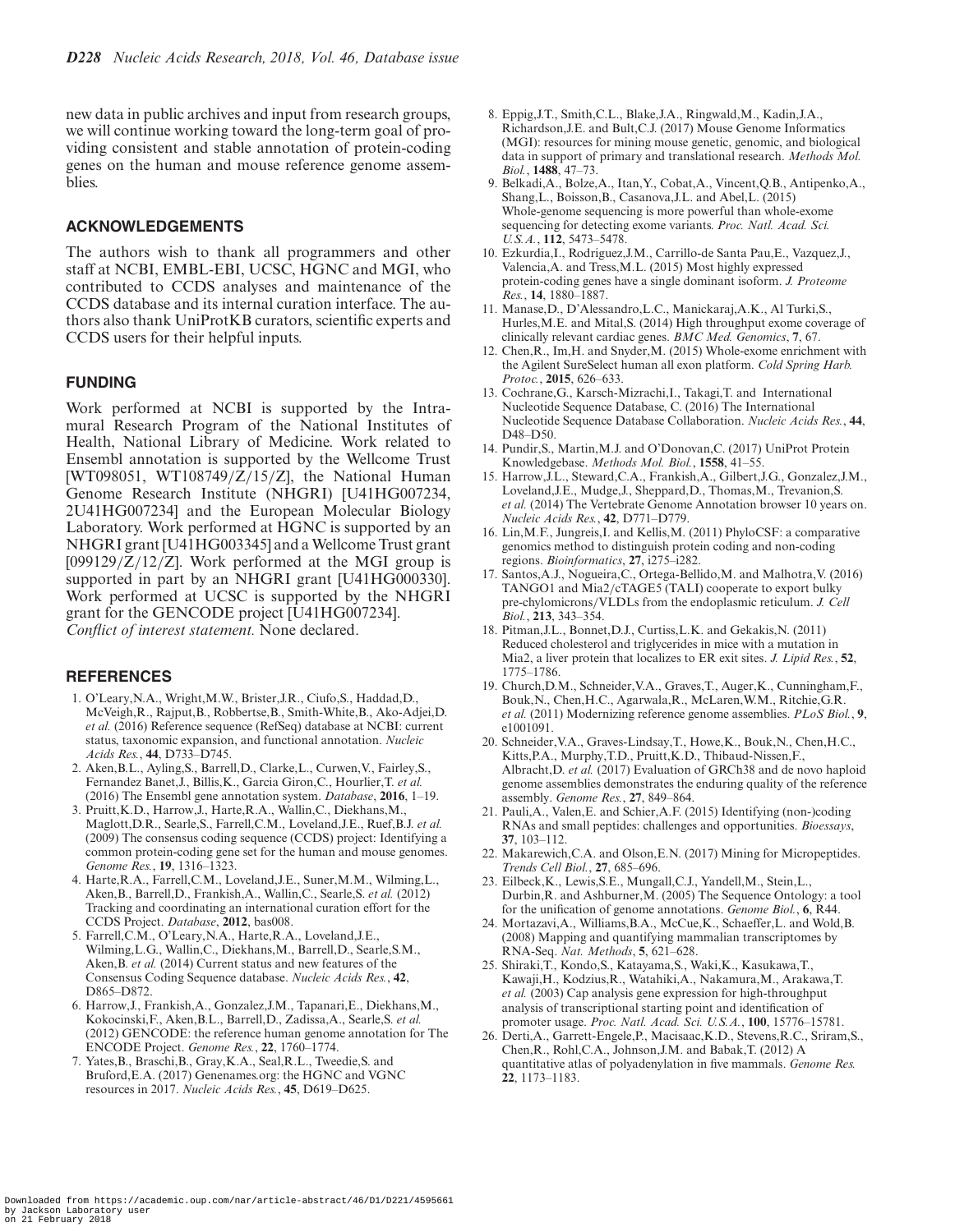new data in public archives and input from research groups, we will continue working toward the long-term goal of providing consistent and stable annotation of protein-coding genes on the human and mouse reference genome assemblies.

## ACKNOWLEDGEMENTS

The authors wish to thank all programmers and other staff at NCBI, EMBL-EBI, UCSC, HGNC and MGI, who contributed to CCDS analyses and maintenance of the CCDS database and its internal curation interface. The authors also thank UniProtKB curators, scientific experts and CCDS users for their helpful inputs.

## FUNDING

Work performed at NCBI is supported by the Intramural Research Program of the National Institutes of Health, National Library of Medicine. Work related to Ensembl annotation is supported by the Wellcome Trust [WT098051, WT108749/Z/15/Z], the National Human Genome Research Institute (NHGRI) [U41HG007234, 2U41HG007234] and the European Molecular Biology Laboratory. Work performed at HGNC is supported by an NHGRI grant [U41HG003345] and a Wellcome Trust grant [099129/Z/12/Z]. Work performed at the MGI group is supported in part by an NHGRI grant [U41HG000330]. Work performed at UCSC is supported by the NHGRI grant for the GENCODE project [U41HG007234].

*Conflict of interest statement.* None declared.

## REFERENCES

1. O'Leary,N.A., Wright,M.W., Brister,J.R., Ciufo,S., Haddad,D., McVeigh,R., Rajput,B., Robbertse,B., Smith-White,B., Ako-Adjei,D. *et al.* (2016) Reference sequence (RefSeq) database at NCBI: current status, taxonomic expansion, and functional annotation. *Nucleic Acids Res.*, **44**, D733–D745.
2. Aken,B.L., Ayling,S., Barrell,D., Clarke,L., Curwen,V., Fairley,S., Fernandez Banet,J., Billis,K., Garcia Giron,C., Hourlier,T. *et al.* (2016) The Ensembl gene annotation system. *Database*, **2016**, 1–19.
3. Pruitt,K.D., Harrow,J., Harte,R.A., Wallin,C., Diekhans,M., Maglott,D.R., Searle,S., Farrell,C.M., Loveland,J.E., Ruef,B.J. *et al.* (2009) The consensus coding sequence (CCDS) project: Identifying a common protein-coding gene set for the human and mouse genomes. *Genome Res.*, **19**, 1316–1323.
4. Harte,R.A., Farrell,C.M., Loveland,J.E., Suner,M.M., Wilming,L., Aken,B., Barrell,D., Frankish,A., Wallin,C., Searle,S. *et al.* (2012) Tracking and coordinating an international curation effort for the CCDS Project. *Database*, **2012**, bas008.
5. Farrell,C.M., O'Leary,N.A., Harte,R.A., Loveland,J.E., Wilming,L.G., Wallin,C., Diekhans,M., Barrell,D., Searle,S.M., Aken,B. *et al.* (2014) Current status and new features of the Consensus Coding Sequence database. *Nucleic Acids Res.*, **42**, D865–D872.
6. Harrow,J., Frankish,A., Gonzalez,J.M., Tapanari,E., Diekhans,M., Kokocinski,F., Aken,B.L., Barrell,D., Zadissa,A., Searle,S. *et al.* (2012) GENCODE: the reference human genome annotation for The ENCODE Project. *Genome Res.*, **22**, 1760–1774.
7. Yates,B., Braschi,B., Gray,K.A., Seal,R.L., Tweedie,S. and Bruford,E.A. (2017) Genenames.org: the HGNC and VGNC resources in 2017. *Nucleic Acids Res.*, **45**, D619–D625.
8. Eppig,J.T., Smith,C.L., Blake,J.A., Ringwald,M., Kadin,J.A., Richardson,J.E. and Bult,C.J. (2017) Mouse Genome Informatics (MGI): resources for mining mouse genetic, genomic, and biological data in support of primary and translational research. *Methods Mol. Biol.*, **1488**, 47–73.
9. Belkadi,A., Bolze,A., Itan,Y., Cobat,A., Vincent,Q.B., Antipenko,A., Shang,L., Boisson,B., Casanova,J.L. and Abel,L. (2015) Whole-genome sequencing is more powerful than whole-exome sequencing for detecting exome variants. *Proc. Natl. Acad. Sci. U.S.A.*, **112**, 5473–5478.
10. Ezkurdia,I., Rodriguez,J.M., Carrillo-de Santa Pau,E., Vazquez,J., Valencia,A. and Tress,M.L. (2015) Most highly expressed protein-coding genes have a single dominant isoform. *J. Proteome Res.*, **14**, 1880–1887.
11. Manase,D., D'Alessandro,L.C., Manickaraj,A.K., Al Turki,S., Hurles,M.E. and Mital,S. (2014) High throughput exome coverage of clinically relevant cardiac genes. *BMC Med. Genomics*, **7**, 67.
12. Chen,R., Im,H. and Snyder,M. (2015) Whole-exome enrichment with the Agilent SureSelect human all exon platform. *Cold Spring Harb. Protoc.*, **2015**, 626–633.
13. Cochrane,G., Karsch-Mizrachi,I., Takagi,T. and International Nucleotide Sequence Database, C. (2016) The International Nucleotide Sequence Database Collaboration. *Nucleic Acids Res.*, **44**, D48–D50.
14. Pundir,S., Martin,M.J. and O'Donovan,C. (2017) UniProt Protein Knowledgebase. *Methods Mol. Biol.*, **1558**, 41–55.
15. Harrow,J.L., Steward,C.A., Frankish,A., Gilbert,J.G., Gonzalez,J.M., Loveland,J.E., Mudge,J., Sheppard,D., Thomas,M., Trevanion,S. *et al.* (2014) The Vertebrate Genome Annotation browser 10 years on. *Nucleic Acids Res.*, **42**, D771–D779.
16. Lin,M.F., Jungreis,I. and Kellis,M. (2011) PhyloCSF: a comparative genomics method to distinguish protein coding and non-coding regions. *Bioinformatics*, **27**, i275–i282.
17. Santos,A.J., Nogueira,C., Ortega-Bellido,M. and Malhotra,V. (2016) TANGO1 and Mia2/cTAGE5 (TALI) cooperate to export bulky pre-chylomicrons/VLDLs from the endoplasmic reticulum. *J. Cell Biol.*, **213**, 343–354.
18. Pitman,J.L., Bonnet,D.J., Curtiss,L.K. and Gekakis,N. (2011) Reduced cholesterol and triglycerides in mice with a mutation in Mia2, a liver protein that localizes to ER exit sites. *J. Lipid Res.*, **52**, 1775–1786.
19. Church,D.M., Schneider,V.A., Graves,T., Auger,K., Cunningham,F., Bouk,N., Chen,H.C., Agarwala,R., McLaren,W.M., Ritchie,G.R. *et al.* (2011) Modernizing reference genome assemblies. *PLoS Biol.*, **9**, e1001091.
20. Schneider,V.A., Graves-Lindsay,T., Howe,K., Bouk,N., Chen,H.C., Kitts,P.A., Murphy,T.D., Pruitt,K.D., Thibaud-Nissen,F., Albracht,D. *et al.* (2017) Evaluation of GRCh38 and de novo haploid genome assemblies demonstrates the enduring quality of the reference assembly. *Genome Res.*, **27**, 849–864.
21. Pauli,A., Valen,E. and Schier,A.F. (2015) Identifying (non-)coding RNAs and small peptides: challenges and opportunities. *Bioessays*, **37**, 103–112.
22. Makarewich,C.A. and Olson,E.N. (2017) Mining for Micropeptides. *Trends Cell Biol.*, **27**, 685–696.
23. Eilbeck,K., Lewis,S.E., Mungall,C.J., Yandell,M., Stein,L., Durbin,R. and Ashburner,M. (2005) The Sequence Ontology: a tool for the unification of genome annotations. *Genome Biol.*, **6**, R44.
24. Mortazavi,A., Williams,B.A., McCue,K., Schaeffer,L. and Wold,B. (2008) Mapping and quantifying mammalian transcriptomes by RNA-Seq. *Nat. Methods*, **5**, 621–628.
25. Shiraki,T., Kondo,S., Katayama,S., Waki,K., Kasukawa,T., Kawaji,H., Kodzius,R., Watahiki,A., Nakamura,M., Arakawa,T. *et al.* (2003) Cap analysis gene expression for high-throughput analysis of transcriptional starting point and identification of promoter usage. *Proc. Natl. Acad. Sci. U.S.A.*, **100**, 15776–15781.
26. Derti,A., Garrett-Engele,P., Macisaac,K.D., Stevens,R.C., Sriram,S., Chen,R., Rohl,C.A., Johnson,J.M. and Babak,T. (2012) A quantitative atlas of polyadenylation in five mammals. *Genome Res.* **22**, 1173–1183.